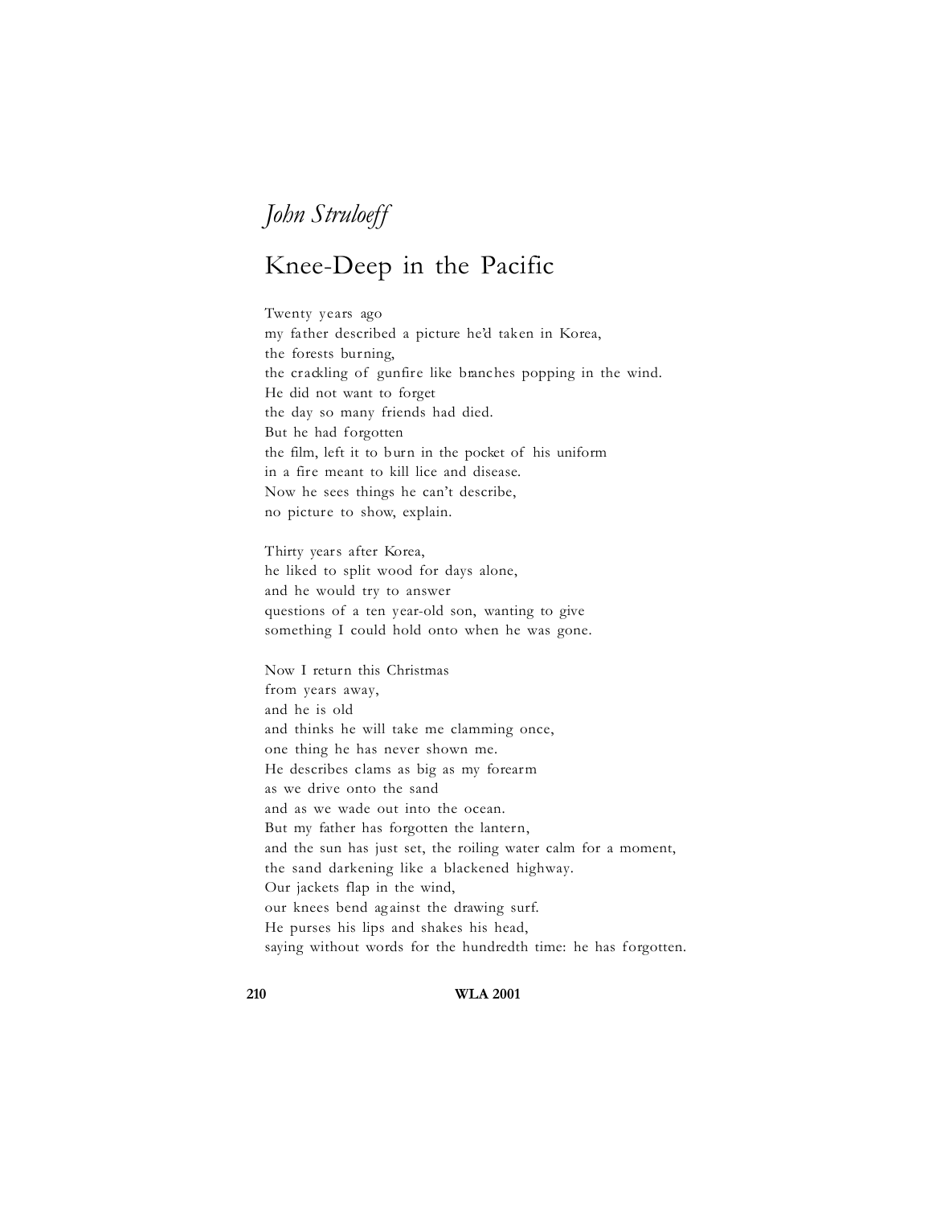*John Struloeff*

# Knee-Deep in the Pacific

Twenty years ago  
my father described a picture he'd taken in Korea,  
the forests burning,  
the crackling of gunfire like branches popping in the wind.  
He did not want to forget  
the day so many friends had died.  
But he had forgotten  
the film, left it to burn in the pocket of his uniform  
in a fire meant to kill lice and disease.  
Now he sees things he can't describe,  
no picture to show, explain.

Thirty years after Korea,  
he liked to split wood for days alone,  
and he would try to answer  
questions of a ten year-old son, wanting to give  
something I could hold onto when he was gone.

Now I return this Christmas  
from years away,  
and he is old  
and thinks he will take me clamming once,  
one thing he has never shown me.  
He describes clams as big as my forearm  
as we drive onto the sand  
and as we wade out into the ocean.  
But my father has forgotten the lantern,  
and the sun has just set, the roiling water calm for a moment,  
the sand darkening like a blackened highway.  
Our jackets flap in the wind,  
our knees bend against the drawing surf.  
He purses his lips and shakes his head,  
saying without words for the hundredth time: he has forgotten.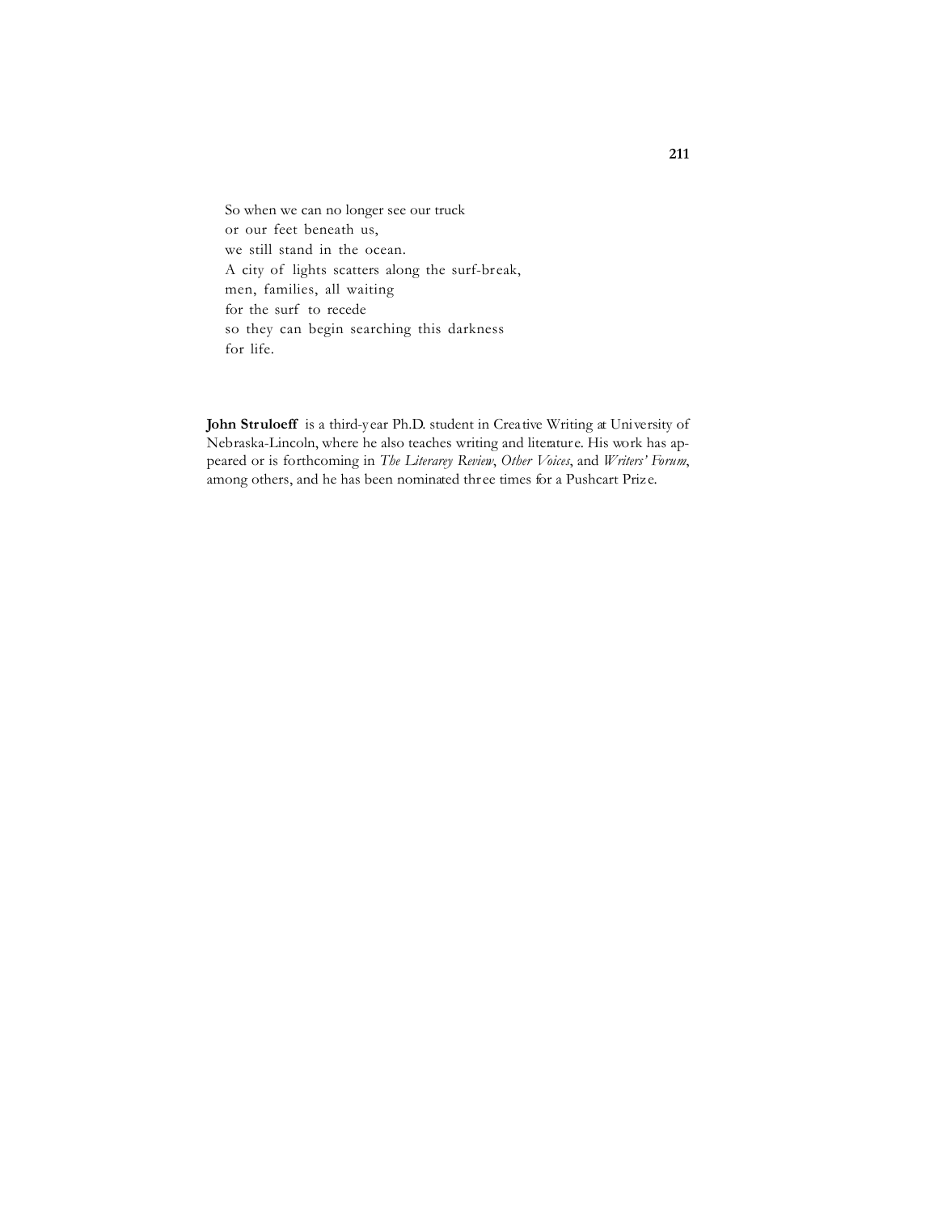So when we can no longer see our truck  
or our feet beneath us,  
we still stand in the ocean.  
A city of lights scatters along the surf-break,  
men, families, all waiting  
for the surf to recede  
so they can begin searching this darkness  
for life.

**John Struloeff** is a third-year Ph.D. student in Creative Writing at University of Nebraska-Lincoln, where he also teaches writing and literature. His work has appeared or is forthcoming in *The Literarey Review*, *Other Voices*, and *Writers' Forum*, among others, and he has been nominated three times for a Pushcart Prize.